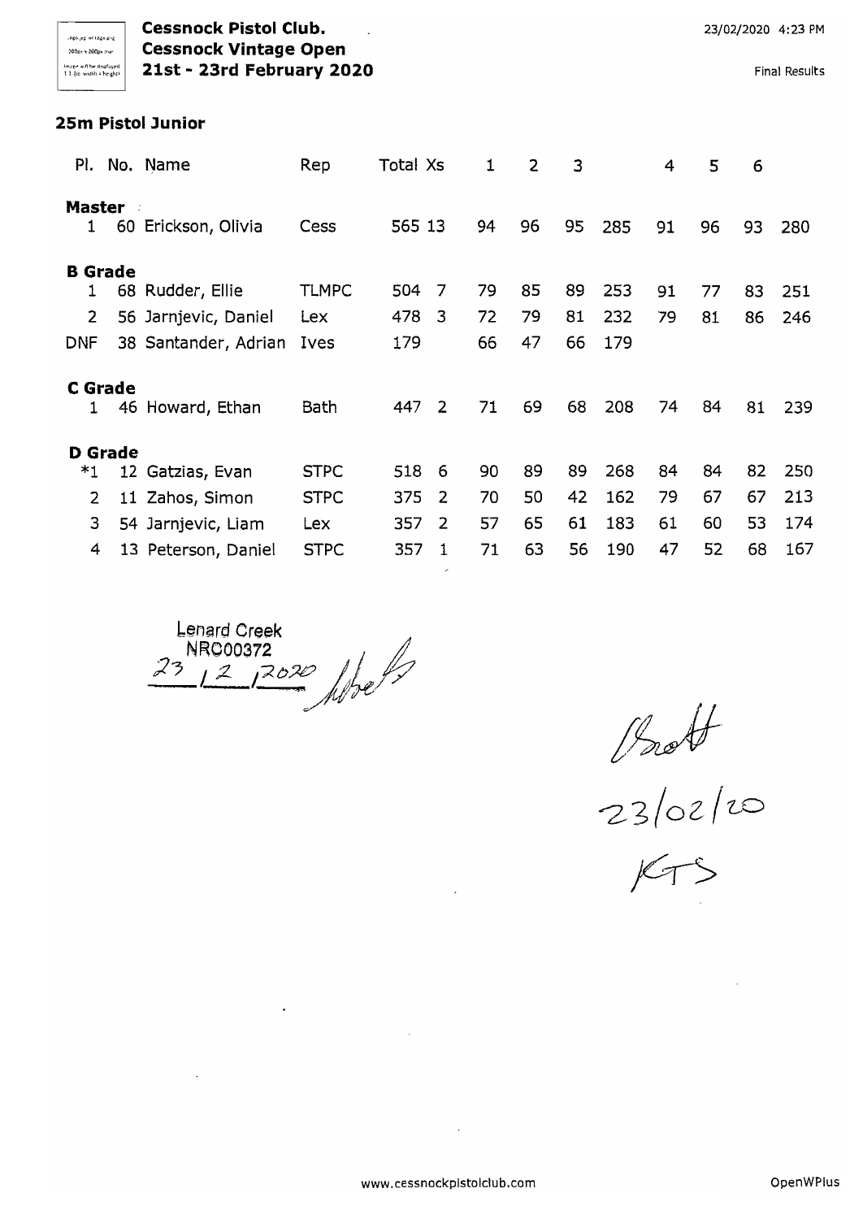**Cessnock Pistol Club.**
**Cessnock Vintage Open**
**21st - 23rd February 2020**

23/02/2020 4:23 PM

Final Results

## 25m Pistol Junior

| Pl. | No. | Name | Rep | Total | Xs | 1 | 2 | 3 | | 4 | 5 | 6 | |
|---|---|---|---|---|---|---|---|---|---|---|---|---|---|
| **Master** | | | | | | | | | | | | | |
| 1 | 60 | Erickson, Olivia | Cess | 565 | 13 | 94 | 96 | 95 | 285 | 91 | 96 | 93 | 280 |
| **B Grade** | | | | | | | | | | | | | |
| 1 | 68 | Rudder, Ellie | TLMPC | 504 | 7 | 79 | 85 | 89 | 253 | 91 | 77 | 83 | 251 |
| 2 | 56 | Jarnjevic, Daniel | Lex | 478 | 3 | 72 | 79 | 81 | 232 | 79 | 81 | 86 | 246 |
| DNF | 38 | Santander, Adrian | Ives | 179 | | 66 | 47 | 66 | 179 | | | | |
| **C Grade** | | | | | | | | | | | | | |
| 1 | 46 | Howard, Ethan | Bath | 447 | 2 | 71 | 69 | 68 | 208 | 74 | 84 | 81 | 239 |
| **D Grade** | | | | | | | | | | | | | |
| *1 | 12 | Gatzias, Evan | STPC | 518 | 6 | 90 | 89 | 89 | 268 | 84 | 84 | 82 | 250 |
| 2 | 11 | Zahos, Simon | STPC | 375 | 2 | 70 | 50 | 42 | 162 | 79 | 67 | 67 | 213 |
| 3 | 54 | Jarnjevic, Liam | Lex | 357 | 2 | 57 | 65 | 61 | 183 | 61 | 60 | 53 | 174 |
| 4 | 13 | Peterson, Daniel | STPC | 357 | 1 | 71 | 63 | 56 | 190 | 47 | 52 | 68 | 167 |

Lenard Creek
NRC00372
23/2/2020

23/02/20
KTS

www.cessnockpistolclub.com

OpenWPlus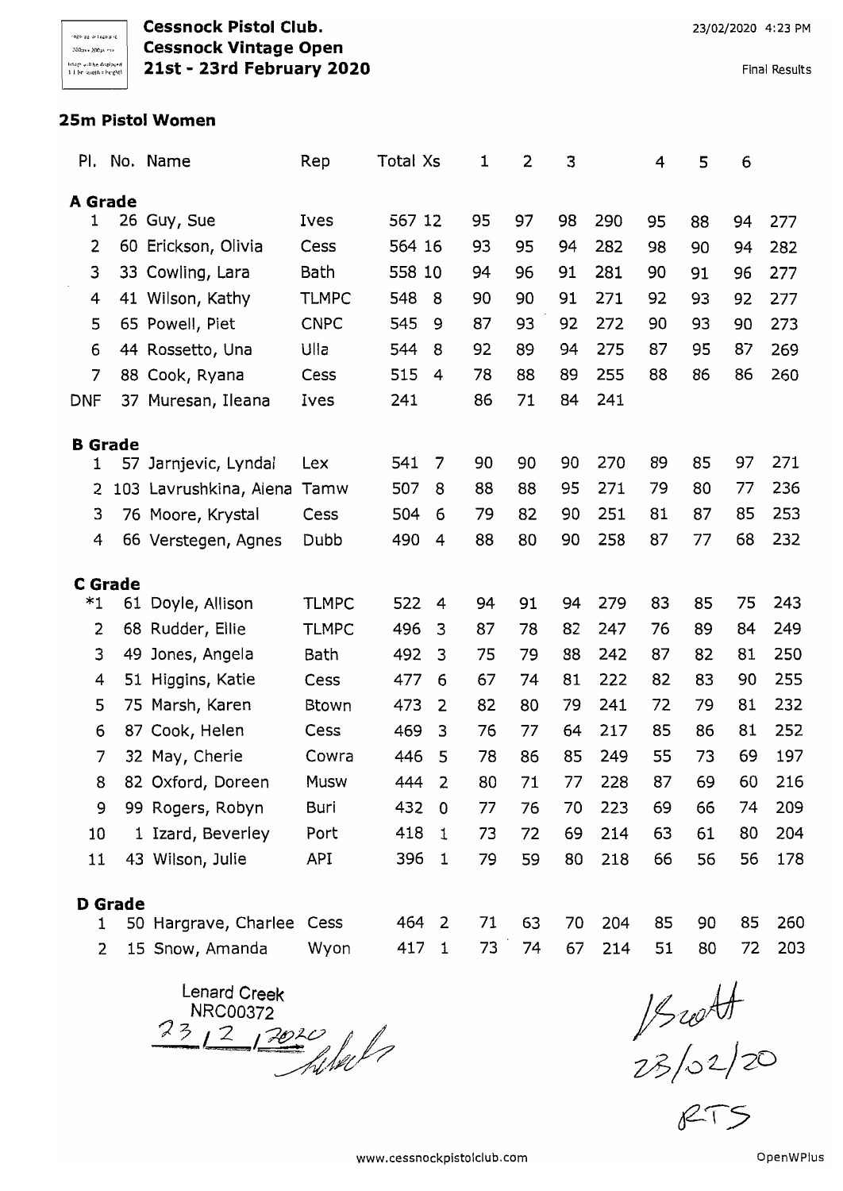# Cessnock Pistol Club.
## Cessnock Vintage Open
## 21st - 23rd February 2020

23/02/2020 4:23 PM

Final Results

### 25m Pistol Women

| Pl. | No. | Name | Rep | Total | Xs | 1 | 2 | 3 | | 4 | 5 | 6 | |
|---|---|---|---|---|---|---|---|---|---|---|---|---|---|
| **A Grade** | | | | | | | | | | | | | |
| 1 | 26 | Guy, Sue | Ives | 567 | 12 | 95 | 97 | 98 | 290 | 95 | 88 | 94 | 277 |
| 2 | 60 | Erickson, Olivia | Cess | 564 | 16 | 93 | 95 | 94 | 282 | 98 | 90 | 94 | 282 |
| 3 | 33 | Cowling, Lara | Bath | 558 | 10 | 94 | 96 | 91 | 281 | 90 | 91 | 96 | 277 |
| 4 | 41 | Wilson, Kathy | TLMPC | 548 | 8 | 90 | 90 | 91 | 271 | 92 | 93 | 92 | 277 |
| 5 | 65 | Powell, Piet | CNPC | 545 | 9 | 87 | 93 | 92 | 272 | 90 | 93 | 90 | 273 |
| 6 | 44 | Rossetto, Una | Ulla | 544 | 8 | 92 | 89 | 94 | 275 | 87 | 95 | 87 | 269 |
| 7 | 88 | Cook, Ryana | Cess | 515 | 4 | 78 | 88 | 89 | 255 | 88 | 86 | 86 | 260 |
| DNF | 37 | Muresan, Ileana | Ives | 241 | | 86 | 71 | 84 | 241 | | | | |
| **B Grade** | | | | | | | | | | | | | |
| 1 | 57 | Jarnjevic, Lyndal | Lex | 541 | 7 | 90 | 90 | 90 | 270 | 89 | 85 | 97 | 271 |
| 2 | 103 | Lavrushkina, Alena | Tamw | 507 | 8 | 88 | 88 | 95 | 271 | 79 | 80 | 77 | 236 |
| 3 | 76 | Moore, Krystal | Cess | 504 | 6 | 79 | 82 | 90 | 251 | 81 | 87 | 85 | 253 |
| 4 | 66 | Verstegen, Agnes | Dubb | 490 | 4 | 88 | 80 | 90 | 258 | 87 | 77 | 68 | 232 |
| **C Grade** | | | | | | | | | | | | | |
| *1 | 61 | Doyle, Allison | TLMPC | 522 | 4 | 94 | 91 | 94 | 279 | 83 | 85 | 75 | 243 |
| 2 | 68 | Rudder, Ellie | TLMPC | 496 | 3 | 87 | 78 | 82 | 247 | 76 | 89 | 84 | 249 |
| 3 | 49 | Jones, Angela | Bath | 492 | 3 | 75 | 79 | 88 | 242 | 87 | 82 | 81 | 250 |
| 4 | 51 | Higgins, Katie | Cess | 477 | 6 | 67 | 74 | 81 | 222 | 82 | 83 | 90 | 255 |
| 5 | 75 | Marsh, Karen | Btown | 473 | 2 | 82 | 80 | 79 | 241 | 72 | 79 | 81 | 232 |
| 6 | 87 | Cook, Helen | Cess | 469 | 3 | 76 | 77 | 64 | 217 | 85 | 86 | 81 | 252 |
| 7 | 32 | May, Cherie | Cowra | 446 | 5 | 78 | 86 | 85 | 249 | 55 | 73 | 69 | 197 |
| 8 | 82 | Oxford, Doreen | Musw | 444 | 2 | 80 | 71 | 77 | 228 | 87 | 69 | 60 | 216 |
| 9 | 99 | Rogers, Robyn | Buri | 432 | 0 | 77 | 76 | 70 | 223 | 69 | 66 | 74 | 209 |
| 10 | 1 | Izard, Beverley | Port | 418 | 1 | 73 | 72 | 69 | 214 | 63 | 61 | 80 | 204 |
| 11 | 43 | Wilson, Julie | API | 396 | 1 | 79 | 59 | 80 | 218 | 66 | 56 | 56 | 178 |
| **D Grade** | | | | | | | | | | | | | |
| 1 | 50 | Hargrave, Charlee | Cess | 464 | 2 | 71 | 63 | 70 | 204 | 85 | 90 | 85 | 260 |
| 2 | 15 | Snow, Amanda | Wyon | 417 | 1 | 73 | 74 | 67 | 214 | 51 | 80 | 72 | 203 |

Lenard Creek
NRC00372
23/2/2020

Scott
23/02/20
RTS

www.cessnockpistolclub.com

OpenWPlus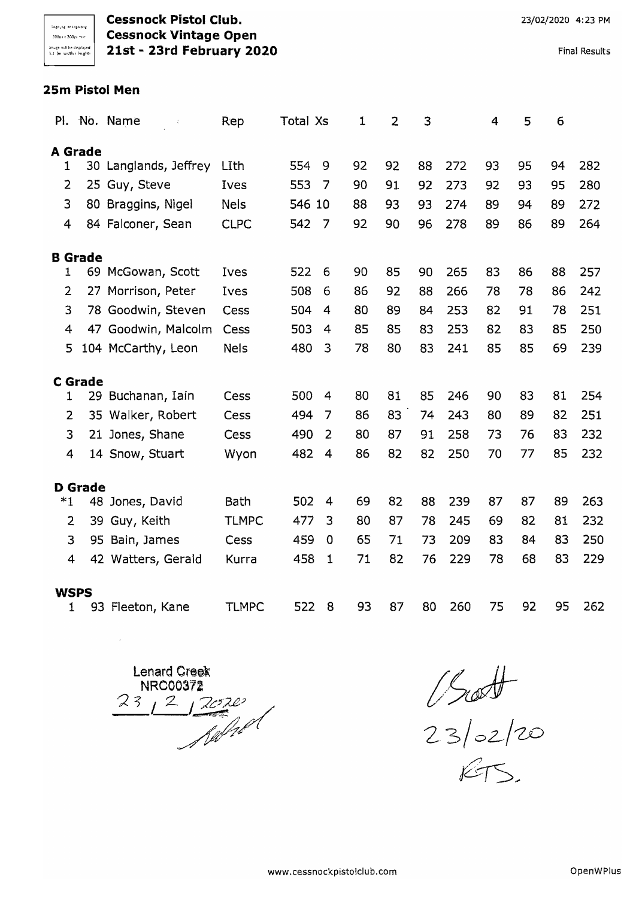**Cessnock Pistol Club.**
**Cessnock Vintage Open**
**21st - 23rd February 2020**

23/02/2020 4:23 PM

Final Results

## 25m Pistol Men

| Pl. | No. | Name | Rep | Total | Xs | 1 | 2 | 3 | | 4 | 5 | 6 | |
|---|---|---|---|---|---|---|---|---|---|---|---|---|---|
| **A Grade** | | | | | | | | | | | | | |
| 1 | 30 | Langlands, Jeffrey | LIth | 554 | 9 | 92 | 92 | 88 | 272 | 93 | 95 | 94 | 282 |
| 2 | 25 | Guy, Steve | Ives | 553 | 7 | 90 | 91 | 92 | 273 | 92 | 93 | 95 | 280 |
| 3 | 80 | Braggins, Nigel | Nels | 546 | 10 | 88 | 93 | 93 | 274 | 89 | 94 | 89 | 272 |
| 4 | 84 | Falconer, Sean | CLPC | 542 | 7 | 92 | 90 | 96 | 278 | 89 | 86 | 89 | 264 |
| **B Grade** | | | | | | | | | | | | | |
| 1 | 69 | McGowan, Scott | Ives | 522 | 6 | 90 | 85 | 90 | 265 | 83 | 86 | 88 | 257 |
| 2 | 27 | Morrison, Peter | Ives | 508 | 6 | 86 | 92 | 88 | 266 | 78 | 78 | 86 | 242 |
| 3 | 78 | Goodwin, Steven | Cess | 504 | 4 | 80 | 89 | 84 | 253 | 82 | 91 | 78 | 251 |
| 4 | 47 | Goodwin, Malcolm | Cess | 503 | 4 | 85 | 85 | 83 | 253 | 82 | 83 | 85 | 250 |
| 5 | 104 | McCarthy, Leon | Nels | 480 | 3 | 78 | 80 | 83 | 241 | 85 | 85 | 69 | 239 |
| **C Grade** | | | | | | | | | | | | | |
| 1 | 29 | Buchanan, Iain | Cess | 500 | 4 | 80 | 81 | 85 | 246 | 90 | 83 | 81 | 254 |
| 2 | 35 | Walker, Robert | Cess | 494 | 7 | 86 | 83 | 74 | 243 | 80 | 89 | 82 | 251 |
| 3 | 21 | Jones, Shane | Cess | 490 | 2 | 80 | 87 | 91 | 258 | 73 | 76 | 83 | 232 |
| 4 | 14 | Snow, Stuart | Wyon | 482 | 4 | 86 | 82 | 82 | 250 | 70 | 77 | 85 | 232 |
| **D Grade** | | | | | | | | | | | | | |
| *1 | 48 | Jones, David | Bath | 502 | 4 | 69 | 82 | 88 | 239 | 87 | 87 | 89 | 263 |
| 2 | 39 | Guy, Keith | TLMPC | 477 | 3 | 80 | 87 | 78 | 245 | 69 | 82 | 81 | 232 |
| 3 | 95 | Bain, James | Cess | 459 | 0 | 65 | 71 | 73 | 209 | 83 | 84 | 83 | 250 |
| 4 | 42 | Watters, Gerald | Kurra | 458 | 1 | 71 | 82 | 76 | 229 | 78 | 68 | 83 | 229 |
| **WSPS** | | | | | | | | | | | | | |
| 1 | 93 | Fleeton, Kane | TLMPC | 522 | 8 | 93 | 87 | 80 | 260 | 75 | 92 | 95 | 262 |

Lenard Creek
NRC00372
23 / 2 / 2020

Scott
23/02/20
RTS.

www.cessnockpistolclub.com

OpenWPlus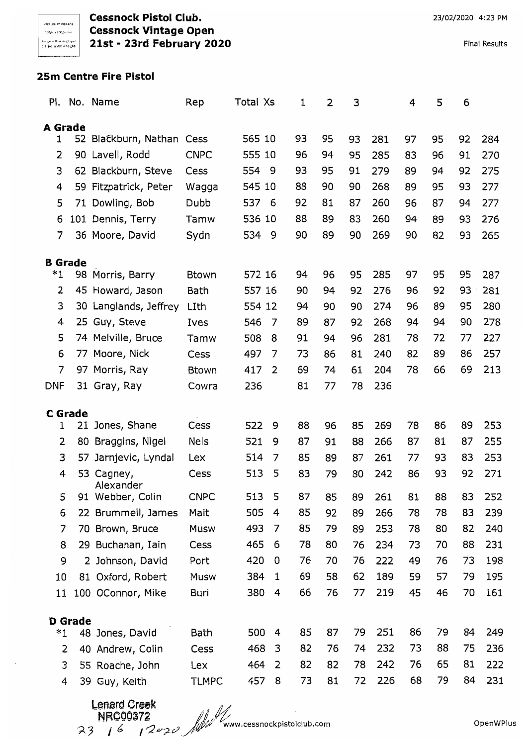# Cessnock Pistol Club.
## Cessnock Vintage Open
## 21st - 23rd February 2020

23/02/2020 4:23 PM

Final Results

### 25m Centre Fire Pistol

| Pl. | No. | Name | Rep | Total | Xs | 1 | 2 | 3 | | 4 | 5 | 6 | |
|---|---|---|---|---|---|---|---|---|---|---|---|---|---|
| **A Grade** | | | | | | | | | | | | | |
| 1 | 52 | Blackburn, Nathan | Cess | 565 | 10 | 93 | 95 | 93 | 281 | 97 | 95 | 92 | 284 |
| 2 | 90 | Lavell, Rodd | CNPC | 555 | 10 | 96 | 94 | 95 | 285 | 83 | 96 | 91 | 270 |
| 3 | 62 | Blackburn, Steve | Cess | 554 | 9 | 93 | 95 | 91 | 279 | 89 | 94 | 92 | 275 |
| 4 | 59 | Fitzpatrick, Peter | Wagga | 545 | 10 | 88 | 90 | 90 | 268 | 89 | 95 | 93 | 277 |
| 5 | 71 | Dowling, Bob | Dubb | 537 | 6 | 92 | 81 | 87 | 260 | 96 | 87 | 94 | 277 |
| 6 | 101 | Dennis, Terry | Tamw | 536 | 10 | 88 | 89 | 83 | 260 | 94 | 89 | 93 | 276 |
| 7 | 36 | Moore, David | Sydn | 534 | 9 | 90 | 89 | 90 | 269 | 90 | 82 | 93 | 265 |
| **B Grade** | | | | | | | | | | | | | |
| *1 | 98 | Morris, Barry | Btown | 572 | 16 | 94 | 96 | 95 | 285 | 97 | 95 | 95 | 287 |
| 2 | 45 | Howard, Jason | Bath | 557 | 16 | 90 | 94 | 92 | 276 | 96 | 92 | 93 | 281 |
| 3 | 30 | Langlands, Jeffrey | LIth | 554 | 12 | 94 | 90 | 90 | 274 | 96 | 89 | 95 | 280 |
| 4 | 25 | Guy, Steve | Ives | 546 | 7 | 89 | 87 | 92 | 268 | 94 | 94 | 90 | 278 |
| 5 | 74 | Melville, Bruce | Tamw | 508 | 8 | 91 | 94 | 96 | 281 | 78 | 72 | 77 | 227 |
| 6 | 77 | Moore, Nick | Cess | 497 | 7 | 73 | 86 | 81 | 240 | 82 | 89 | 86 | 257 |
| 7 | 97 | Morris, Ray | Btown | 417 | 2 | 69 | 74 | 61 | 204 | 78 | 66 | 69 | 213 |
| DNF | 31 | Gray, Ray | Cowra | 236 | | 81 | 77 | 78 | 236 | | | | |
| **C Grade** | | | | | | | | | | | | | |
| 1 | 21 | Jones, Shane | Cess | 522 | 9 | 88 | 96 | 85 | 269 | 78 | 86 | 89 | 253 |
| 2 | 80 | Braggins, Nigel | Nels | 521 | 9 | 87 | 91 | 88 | 266 | 87 | 81 | 87 | 255 |
| 3 | 57 | Jarnjevic, Lyndal | Lex | 514 | 7 | 85 | 89 | 87 | 261 | 77 | 93 | 83 | 253 |
| 4 | 53 | Cagney, Alexander | Cess | 513 | 5 | 83 | 79 | 80 | 242 | 86 | 93 | 92 | 271 |
| 5 | 91 | Webber, Colin | CNPC | 513 | 5 | 87 | 85 | 89 | 261 | 81 | 88 | 83 | 252 |
| 6 | 22 | Brummell, James | Mait | 505 | 4 | 85 | 92 | 89 | 266 | 78 | 78 | 83 | 239 |
| 7 | 70 | Brown, Bruce | Musw | 493 | 7 | 85 | 79 | 89 | 253 | 78 | 80 | 82 | 240 |
| 8 | 29 | Buchanan, Iain | Cess | 465 | 6 | 78 | 80 | 76 | 234 | 73 | 70 | 88 | 231 |
| 9 | 2 | Johnson, David | Port | 420 | 0 | 76 | 70 | 76 | 222 | 49 | 76 | 73 | 198 |
| 10 | 81 | Oxford, Robert | Musw | 384 | 1 | 69 | 58 | 62 | 189 | 59 | 57 | 79 | 195 |
| 11 | 100 | OConnor, Mike | Buri | 380 | 4 | 66 | 76 | 77 | 219 | 45 | 46 | 70 | 161 |
| **D Grade** | | | | | | | | | | | | | |
| *1 | 48 | Jones, David | Bath | 500 | 4 | 85 | 87 | 79 | 251 | 86 | 79 | 84 | 249 |
| 2 | 40 | Andrew, Colin | Cess | 468 | 3 | 82 | 76 | 74 | 232 | 73 | 88 | 75 | 236 |
| 3 | 55 | Roache, John | Lex | 464 | 2 | 82 | 82 | 78 | 242 | 76 | 65 | 81 | 222 |
| 4 | 39 | Guy, Keith | TLMPC | 457 | 8 | 73 | 81 | 72 | 226 | 68 | 79 | 84 | 231 |

Lenard Creek
NRC00372
23 / 6 / 2020

www.cessnockpistolclub.com

OpenWPlus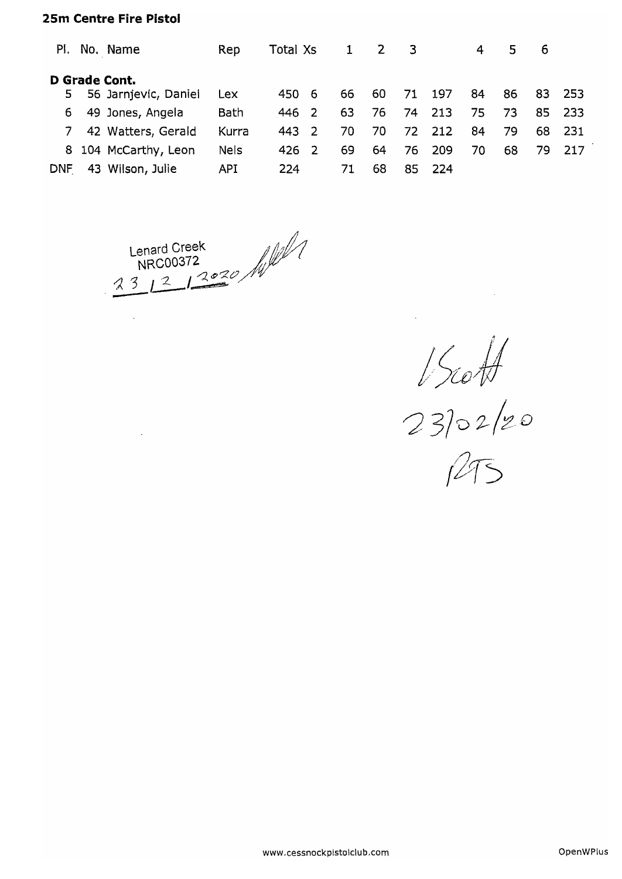**25m Centre Fire Pistol**

| Pl. | No. | Name | Rep | Total | Xs | 1 | 2 | 3 | | 4 | 5 | 6 | |
|---|---|---|---|---|---|---|---|---|---|---|---|---|---|
| **D Grade Cont.** | | | | | | | | | | | | | |
| 5 | 56 | Jarnjevic, Daniel | Lex | 450 | 6 | 66 | 60 | 71 | 197 | 84 | 86 | 83 | 253 |
| 6 | 49 | Jones, Angela | Bath | 446 | 2 | 63 | 76 | 74 | 213 | 75 | 73 | 85 | 233 |
| 7 | 42 | Watters, Gerald | Kurra | 443 | 2 | 70 | 70 | 72 | 212 | 84 | 79 | 68 | 231 |
| 8 | 104 | McCarthy, Leon | Nels | 426 | 2 | 69 | 64 | 76 | 209 | 70 | 68 | 79 | 217 |
| DNF | 43 | Wilson, Julie | API | 224 | | 71 | 68 | 85 | 224 | | | | |

Lenard Creek
NRC00372
23 / 2 / 2020

I Scott
23/02/20
RTS

www.cessnockpistolclub.com

OpenWPlus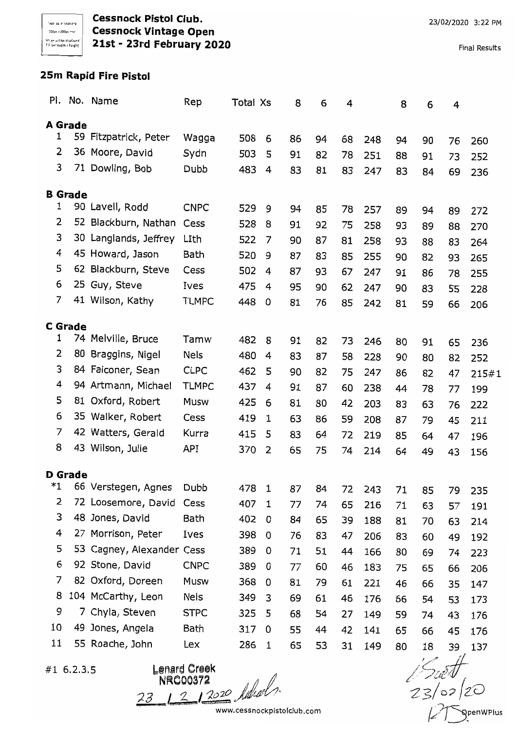**Cessnock Pistol Club.**
**Cessnock Vintage Open**
**21st - 23rd February 2020**

23/02/2020 3:22 PM

Final Results

## 25m Rapid Fire Pistol

| Pl. | No. | Name | Rep | Total | Xs | 8 | 6 | 4 | | 8 | 6 | 4 | |
|---|---|---|---|---|---|---|---|---|---|---|---|---|---|
| **A Grade** | | | | | | | | | | | | | |
| 1 | 59 | Fitzpatrick, Peter | Wagga | 508 | 6 | 86 | 94 | 68 | 248 | 94 | 90 | 76 | 260 |
| 2 | 36 | Moore, David | Sydn | 503 | 5 | 91 | 82 | 78 | 251 | 88 | 91 | 73 | 252 |
| 3 | 71 | Dowling, Bob | Dubb | 483 | 4 | 83 | 81 | 83 | 247 | 83 | 84 | 69 | 236 |
| **B Grade** | | | | | | | | | | | | | |
| 1 | 90 | Lavell, Rodd | CNPC | 529 | 9 | 94 | 85 | 78 | 257 | 89 | 94 | 89 | 272 |
| 2 | 52 | Blackburn, Nathan | Cess | 528 | 8 | 91 | 92 | 75 | 258 | 93 | 89 | 88 | 270 |
| 3 | 30 | Langlands, Jeffrey | LIth | 522 | 7 | 90 | 87 | 81 | 258 | 93 | 88 | 83 | 264 |
| 4 | 45 | Howard, Jason | Bath | 520 | 9 | 87 | 83 | 85 | 255 | 90 | 82 | 93 | 265 |
| 5 | 62 | Blackburn, Steve | Cess | 502 | 4 | 87 | 93 | 67 | 247 | 91 | 86 | 78 | 255 |
| 6 | 25 | Guy, Steve | Ives | 475 | 4 | 95 | 90 | 62 | 247 | 90 | 83 | 55 | 228 |
| 7 | 41 | Wilson, Kathy | TLMPC | 448 | 0 | 81 | 76 | 85 | 242 | 81 | 59 | 66 | 206 |
| **C Grade** | | | | | | | | | | | | | |
| 1 | 74 | Melville, Bruce | Tamw | 482 | 8 | 91 | 82 | 73 | 246 | 80 | 91 | 65 | 236 |
| 2 | 80 | Braggins, Nigel | Nels | 480 | 4 | 83 | 87 | 58 | 228 | 90 | 80 | 82 | 252 |
| 3 | 84 | Falconer, Sean | CLPC | 462 | 5 | 90 | 82 | 75 | 247 | 86 | 82 | 47 | 215#1 |
| 4 | 94 | Artmann, Michael | TLMPC | 437 | 4 | 91 | 87 | 60 | 238 | 44 | 78 | 77 | 199 |
| 5 | 81 | Oxford, Robert | Musw | 425 | 6 | 81 | 80 | 42 | 203 | 83 | 63 | 76 | 222 |
| 6 | 35 | Walker, Robert | Cess | 419 | 1 | 63 | 86 | 59 | 208 | 87 | 79 | 45 | 211 |
| 7 | 42 | Watters, Gerald | Kurra | 415 | 5 | 83 | 64 | 72 | 219 | 85 | 64 | 47 | 196 |
| 8 | 43 | Wilson, Julie | API | 370 | 2 | 65 | 75 | 74 | 214 | 64 | 49 | 43 | 156 |
| **D Grade** | | | | | | | | | | | | | |
| *1 | 66 | Verstegen, Agnes | Dubb | 478 | 1 | 87 | 84 | 72 | 243 | 71 | 85 | 79 | 235 |
| 2 | 72 | Loosemore, David | Cess | 407 | 1 | 77 | 74 | 65 | 216 | 71 | 63 | 57 | 191 |
| 3 | 48 | Jones, David | Bath | 402 | 0 | 84 | 65 | 39 | 188 | 81 | 70 | 63 | 214 |
| 4 | 27 | Morrison, Peter | Ives | 398 | 0 | 76 | 83 | 47 | 206 | 83 | 60 | 49 | 192 |
| 5 | 53 | Cagney, Alexander | Cess | 389 | 0 | 71 | 51 | 44 | 166 | 80 | 69 | 74 | 223 |
| 6 | 92 | Stone, David | CNPC | 389 | 0 | 77 | 60 | 46 | 183 | 75 | 65 | 66 | 206 |
| 7 | 82 | Oxford, Doreen | Musw | 368 | 0 | 81 | 79 | 61 | 221 | 46 | 66 | 35 | 147 |
| 8 | 104 | McCarthy, Leon | Nels | 349 | 3 | 69 | 61 | 46 | 176 | 66 | 54 | 53 | 173 |
| 9 | 7 | Chyla, Steven | STPC | 325 | 5 | 68 | 54 | 27 | 149 | 59 | 74 | 43 | 176 |
| 10 | 49 | Jones, Angela | Bath | 317 | 0 | 55 | 44 | 42 | 141 | 65 | 66 | 45 | 176 |
| 11 | 55 | Roache, John | Lex | 286 | 1 | 65 | 53 | 31 | 149 | 80 | 18 | 39 | 137 |

#1 6.2.3.5

Lenard Creek
NRC00372
23 / 2 / 2020

Scott
23/02/20

www.cessnockpistolclub.com

OpenWPlus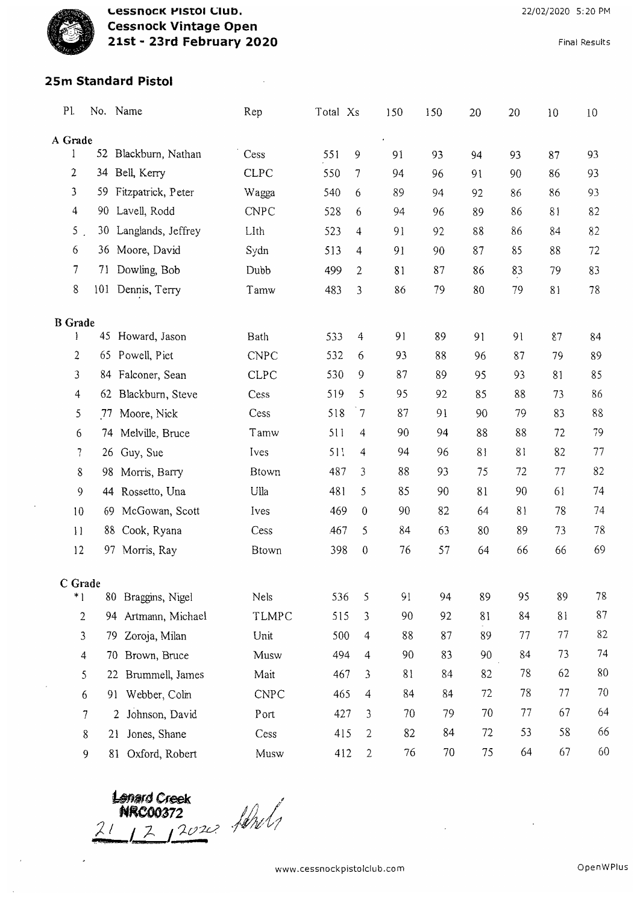**Cessnock Pistol Club.**
**Cessnock Vintage Open**
**21st - 23rd February 2020**

22/02/2020 5:20 PM

Final Results

## 25m Standard Pistol

| Pl. | No. | Name | Rep | Total | Xs | 150 | 150 | 20 | 20 | 10 | 10 |
|---|---|---|---|---|---|---|---|---|---|---|---|
| **A Grade** | | | | | | | | | | | |
| 1 | 52 | Blackburn, Nathan | Cess | 551 | 9 | 91 | 93 | 94 | 93 | 87 | 93 |
| 2 | 34 | Bell, Kerry | CLPC | 550 | 7 | 94 | 96 | 91 | 90 | 86 | 93 |
| 3 | 59 | Fitzpatrick, Peter | Wagga | 540 | 6 | 89 | 94 | 92 | 86 | 86 | 93 |
| 4 | 90 | Lavell, Rodd | CNPC | 528 | 6 | 94 | 96 | 89 | 86 | 81 | 82 |
| 5 | 30 | Langlands, Jeffrey | LIth | 523 | 4 | 91 | 92 | 88 | 86 | 84 | 82 |
| 6 | 36 | Moore, David | Sydn | 513 | 4 | 91 | 90 | 87 | 85 | 88 | 72 |
| 7 | 71 | Dowling, Bob | Dubb | 499 | 2 | 81 | 87 | 86 | 83 | 79 | 83 |
| 8 | 101 | Dennis, Terry | Tamw | 483 | 3 | 86 | 79 | 80 | 79 | 81 | 78 |
| **B Grade** | | | | | | | | | | | |
| 1 | 45 | Howard, Jason | Bath | 533 | 4 | 91 | 89 | 91 | 91 | 87 | 84 |
| 2 | 65 | Powell, Piet | CNPC | 532 | 6 | 93 | 88 | 96 | 87 | 79 | 89 |
| 3 | 84 | Falconer, Sean | CLPC | 530 | 9 | 87 | 89 | 95 | 93 | 81 | 85 |
| 4 | 62 | Blackburn, Steve | Cess | 519 | 5 | 95 | 92 | 85 | 88 | 73 | 86 |
| 5 | 77 | Moore, Nick | Cess | 518 | 7 | 87 | 91 | 90 | 79 | 83 | 88 |
| 6 | 74 | Melville, Bruce | Tamw | 511 | 4 | 90 | 94 | 88 | 88 | 72 | 79 |
| 7 | 26 | Guy, Sue | Ives | 511 | 4 | 94 | 96 | 81 | 81 | 82 | 77 |
| 8 | 98 | Morris, Barry | Btown | 487 | 3 | 88 | 93 | 75 | 72 | 77 | 82 |
| 9 | 44 | Rossetto, Una | Ulla | 481 | 5 | 85 | 90 | 81 | 90 | 61 | 74 |
| 10 | 69 | McGowan, Scott | Ives | 469 | 0 | 90 | 82 | 64 | 81 | 78 | 74 |
| 11 | 88 | Cook, Ryana | Cess | 467 | 5 | 84 | 63 | 80 | 89 | 73 | 78 |
| 12 | 97 | Morris, Ray | Btown | 398 | 0 | 76 | 57 | 64 | 66 | 66 | 69 |
| **C Grade** | | | | | | | | | | | |
| *1 | 80 | Braggins, Nigel | Nels | 536 | 5 | 91 | 94 | 89 | 95 | 89 | 78 |
| 2 | 94 | Artmann, Michael | TLMPC | 515 | 3 | 90 | 92 | 81 | 84 | 81 | 87 |
| 3 | 79 | Zoroja, Milan | Unit | 500 | 4 | 88 | 87 | 89 | 77 | 77 | 82 |
| 4 | 70 | Brown, Bruce | Musw | 494 | 4 | 90 | 83 | 90 | 84 | 73 | 74 |
| 5 | 22 | Brummell, James | Mait | 467 | 3 | 81 | 84 | 82 | 78 | 62 | 80 |
| 6 | 91 | Webber, Colin | CNPC | 465 | 4 | 84 | 84 | 72 | 78 | 77 | 70 |
| 7 | 2 | Johnson, David | Port | 427 | 3 | 70 | 79 | 70 | 77 | 67 | 64 |
| 8 | 21 | Jones, Shane | Cess | 415 | 2 | 82 | 84 | 72 | 53 | 58 | 66 |
| 9 | 81 | Oxford, Robert | Musw | 412 | 2 | 76 | 70 | 75 | 64 | 67 | 60 |

Lenard Creek
NRC00372
21 / 2 / 2020

www.cessnockpistolclub.com

OpenWPlus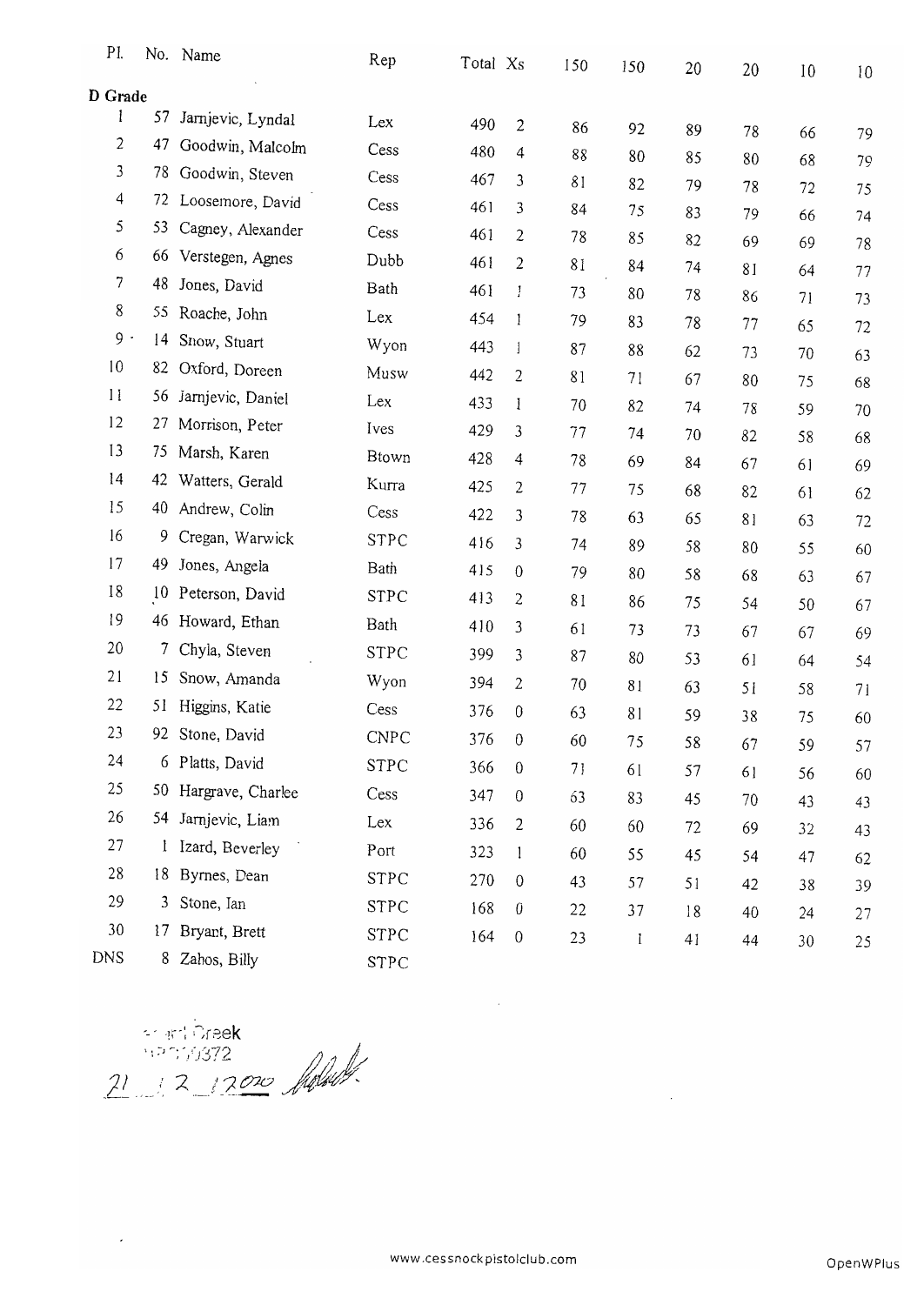| Pl. | No. | Name | Rep | Total | Xs | 150 | 150 | 20 | 20 | 10 | 10 |
|---|---|---|---|---|---|---|---|---|---|---|---|
| **D Grade** | | | | | | | | | | | |
| 1 | 57 | Jarnjevic, Lyndal | Lex | 490 | 2 | 86 | 92 | 89 | 78 | 66 | 79 |
| 2 | 47 | Goodwin, Malcolm | Cess | 480 | 4 | 88 | 80 | 85 | 80 | 68 | 79 |
| 3 | 78 | Goodwin, Steven | Cess | 467 | 3 | 81 | 82 | 79 | 78 | 72 | 75 |
| 4 | 72 | Loosemore, David | Cess | 461 | 3 | 84 | 75 | 83 | 79 | 66 | 74 |
| 5 | 53 | Cagney, Alexander | Cess | 461 | 2 | 78 | 85 | 82 | 69 | 69 | 78 |
| 6 | 66 | Verstegen, Agnes | Dubb | 461 | 2 | 81 | 84 | 74 | 81 | 64 | 77 |
| 7 | 48 | Jones, David | Bath | 461 | 1 | 73 | 80 | 78 | 86 | 71 | 73 |
| 8 | 55 | Roache, John | Lex | 454 | 1 | 79 | 83 | 78 | 77 | 65 | 72 |
| 9 | 14 | Snow, Stuart | Wyon | 443 | 1 | 87 | 88 | 62 | 73 | 70 | 63 |
| 10 | 82 | Oxford, Doreen | Musw | 442 | 2 | 81 | 71 | 67 | 80 | 75 | 68 |
| 11 | 56 | Jarnjevic, Daniel | Lex | 433 | 1 | 70 | 82 | 74 | 78 | 59 | 70 |
| 12 | 27 | Morrison, Peter | Ives | 429 | 3 | 77 | 74 | 70 | 82 | 58 | 68 |
| 13 | 75 | Marsh, Karen | Btown | 428 | 4 | 78 | 69 | 84 | 67 | 61 | 69 |
| 14 | 42 | Watters, Gerald | Kurra | 425 | 2 | 77 | 75 | 68 | 82 | 61 | 62 |
| 15 | 40 | Andrew, Colin | Cess | 422 | 3 | 78 | 63 | 65 | 81 | 63 | 72 |
| 16 | 9 | Cregan, Warwick | STPC | 416 | 3 | 74 | 89 | 58 | 80 | 55 | 60 |
| 17 | 49 | Jones, Angela | Bath | 415 | 0 | 79 | 80 | 58 | 68 | 63 | 67 |
| 18 | 10 | Peterson, David | STPC | 413 | 2 | 81 | 86 | 75 | 54 | 50 | 67 |
| 19 | 46 | Howard, Ethan | Bath | 410 | 3 | 61 | 73 | 73 | 67 | 67 | 69 |
| 20 | 7 | Chyla, Steven | STPC | 399 | 3 | 87 | 80 | 53 | 61 | 64 | 54 |
| 21 | 15 | Snow, Amanda | Wyon | 394 | 2 | 70 | 81 | 63 | 51 | 58 | 71 |
| 22 | 51 | Higgins, Katie | Cess | 376 | 0 | 63 | 81 | 59 | 38 | 75 | 60 |
| 23 | 92 | Stone, David | CNPC | 376 | 0 | 60 | 75 | 58 | 67 | 59 | 57 |
| 24 | 6 | Platts, David | STPC | 366 | 0 | 71 | 61 | 57 | 61 | 56 | 60 |
| 25 | 50 | Hargrave, Charlee | Cess | 347 | 0 | 63 | 83 | 45 | 70 | 43 | 43 |
| 26 | 54 | Jarnjevic, Liam | Lex | 336 | 2 | 60 | 60 | 72 | 69 | 32 | 43 |
| 27 | 1 | Izard, Beverley | Port | 323 | 1 | 60 | 55 | 45 | 54 | 47 | 62 |
| 28 | 18 | Byrnes, Dean | STPC | 270 | 0 | 43 | 57 | 51 | 42 | 38 | 39 |
| 29 | 3 | Stone, Ian | STPC | 168 | 0 | 22 | 37 | 18 | 40 | 24 | 27 |
| 30 | 17 | Bryant, Brett | STPC | 164 | 0 | 23 | 1 | 41 | 44 | 30 | 25 |
| DNS | 8 | Zahos, Billy | STPC | | | | | | | | |

Creek
0372
21 / 2 / 2020

www.cessnockpistolclub.com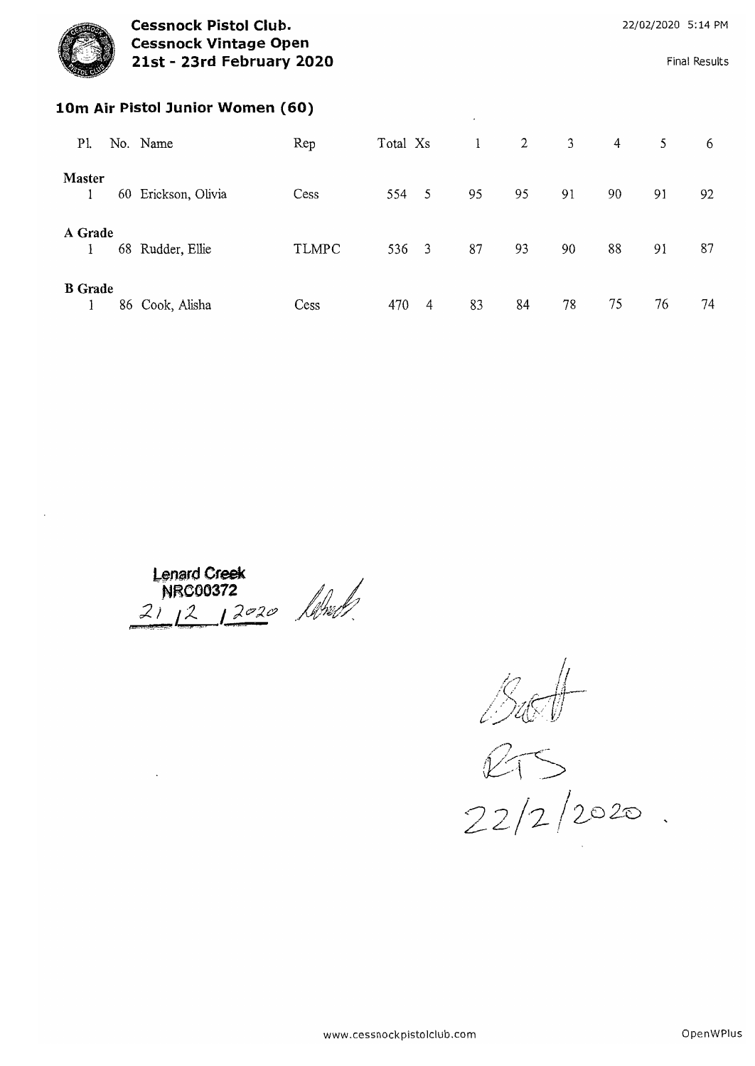**Cessnock Pistol Club.**
**Cessnock Vintage Open**
**21st - 23rd February 2020**

22/02/2020 5:14 PM

Final Results

## 10m Air Pistol Junior Women (60)

| Pl. | No. | Name | Rep | Total | Xs | 1 | 2 | 3 | 4 | 5 | 6 |
|---|---|---|---|---|---|---|---|---|---|---|---|
| **Master** | | | | | | | | | | | |
| 1 | 60 | Erickson, Olivia | Cess | 554 | 5 | 95 | 95 | 91 | 90 | 91 | 92 |
| **A Grade** | | | | | | | | | | | |
| 1 | 68 | Rudder, Ellie | TLMPC | 536 | 3 | 87 | 93 | 90 | 88 | 91 | 87 |
| **B Grade** | | | | | | | | | | | |
| 1 | 86 | Cook, Alisha | Cess | 470 | 4 | 83 | 84 | 78 | 75 | 76 | 74 |

Lenard Creek
NRC00372
21/2/2020

RTS
22/2/2020.

www.cessnockpistolclub.com

OpenWPlus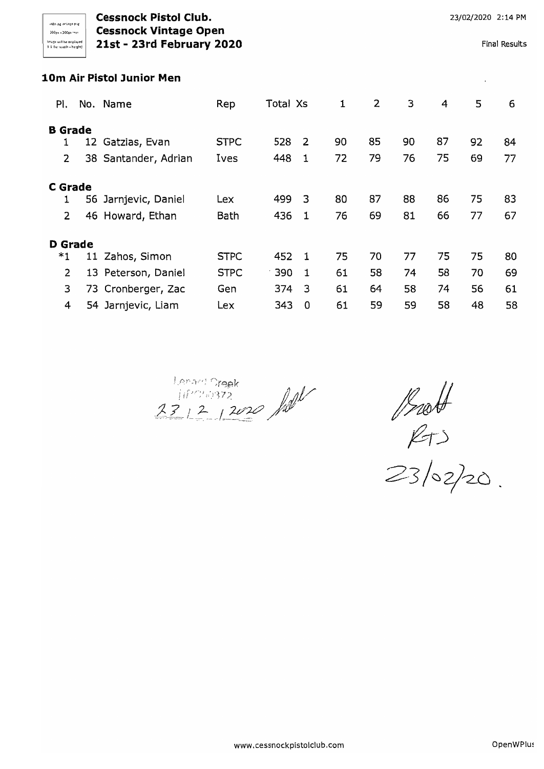# Cessnock Pistol Club.
## Cessnock Vintage Open
## 21st - 23rd February 2020

23/02/2020 2:14 PM

Final Results

### 10m Air Pistol Junior Men

| Pl. | No. | Name | Rep | Total | Xs | 1 | 2 | 3 | 4 | 5 | 6 |
|---|---|---|---|---|---|---|---|---|---|---|---|
| **B Grade** | | | | | | | | | | | |
| 1 | 12 | Gatzias, Evan | STPC | 528 | 2 | 90 | 85 | 90 | 87 | 92 | 84 |
| 2 | 38 | Santander, Adrian | Ives | 448 | 1 | 72 | 79 | 76 | 75 | 69 | 77 |
| **C Grade** | | | | | | | | | | | |
| 1 | 56 | Jarnjevic, Daniel | Lex | 499 | 3 | 80 | 87 | 88 | 86 | 75 | 83 |
| 2 | 46 | Howard, Ethan | Bath | 436 | 1 | 76 | 69 | 81 | 66 | 77 | 67 |
| **D Grade** | | | | | | | | | | | |
| *1 | 11 | Zahos, Simon | STPC | 452 | 1 | 75 | 70 | 77 | 75 | 75 | 80 |
| 2 | 13 | Peterson, Daniel | STPC | 390 | 1 | 61 | 58 | 74 | 58 | 70 | 69 |
| 3 | 73 | Cronberger, Zac | Gen | 374 | 3 | 61 | 64 | 58 | 74 | 56 | 61 |
| 4 | 54 | Jarnjevic, Liam | Lex | 343 | 0 | 61 | 59 | 59 | 58 | 48 | 58 |

Lenard Creek
IIP040372
23 / 2 / 2020

Brett
RTJ
23/02/20.

www.cessnockpistolclub.com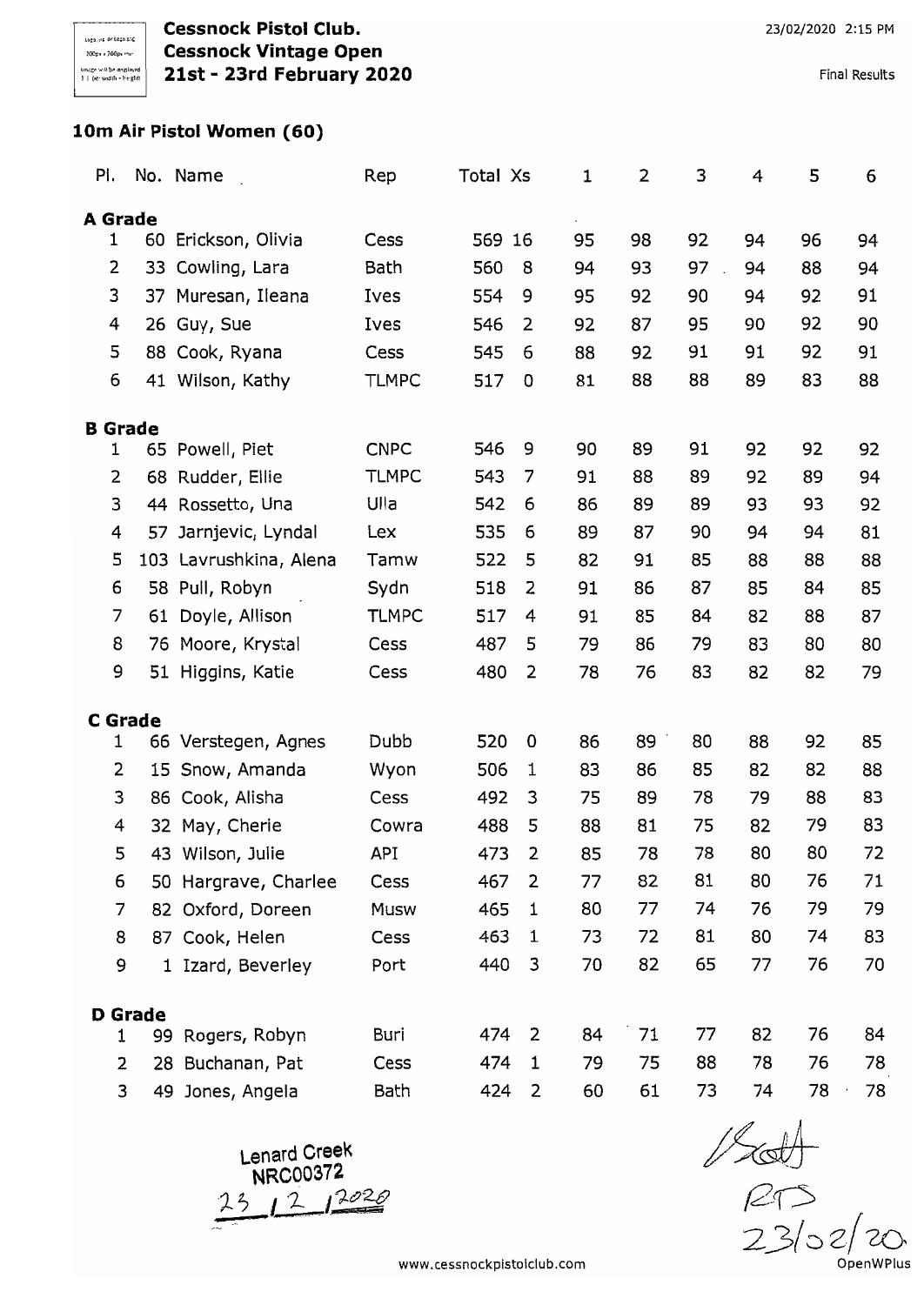# Cessnock Pistol Club.
## Cessnock Vintage Open
## 21st - 23rd February 2020

23/02/2020 2:15 PM

Final Results

### 10m Air Pistol Women (60)

| Pl. | No. | Name | Rep | Total | Xs | 1 | 2 | 3 | 4 | 5 | 6 |
|---|---|---|---|---|---|---|---|---|---|---|---|
| **A Grade** | | | | | | | | | | | |
| 1 | 60 | Erickson, Olivia | Cess | 569 | 16 | 95 | 98 | 92 | 94 | 96 | 94 |
| 2 | 33 | Cowling, Lara | Bath | 560 | 8 | 94 | 93 | 97 | 94 | 88 | 94 |
| 3 | 37 | Muresan, Ileana | Ives | 554 | 9 | 95 | 92 | 90 | 94 | 92 | 91 |
| 4 | 26 | Guy, Sue | Ives | 546 | 2 | 92 | 87 | 95 | 90 | 92 | 90 |
| 5 | 88 | Cook, Ryana | Cess | 545 | 6 | 88 | 92 | 91 | 91 | 92 | 91 |
| 6 | 41 | Wilson, Kathy | TLMPC | 517 | 0 | 81 | 88 | 88 | 89 | 83 | 88 |
| **B Grade** | | | | | | | | | | | |
| 1 | 65 | Powell, Piet | CNPC | 546 | 9 | 90 | 89 | 91 | 92 | 92 | 92 |
| 2 | 68 | Rudder, Ellie | TLMPC | 543 | 7 | 91 | 88 | 89 | 92 | 89 | 94 |
| 3 | 44 | Rossetto, Una | Ulla | 542 | 6 | 86 | 89 | 89 | 93 | 93 | 92 |
| 4 | 57 | Jarnjevic, Lyndal | Lex | 535 | 6 | 89 | 87 | 90 | 94 | 94 | 81 |
| 5 | 103 | Lavrushkina, Alena | Tamw | 522 | 5 | 82 | 91 | 85 | 88 | 88 | 88 |
| 6 | 58 | Pull, Robyn | Sydn | 518 | 2 | 91 | 86 | 87 | 85 | 84 | 85 |
| 7 | 61 | Doyle, Allison | TLMPC | 517 | 4 | 91 | 85 | 84 | 82 | 88 | 87 |
| 8 | 76 | Moore, Krystal | Cess | 487 | 5 | 79 | 86 | 79 | 83 | 80 | 80 |
| 9 | 51 | Higgins, Katie | Cess | 480 | 2 | 78 | 76 | 83 | 82 | 82 | 79 |
| **C Grade** | | | | | | | | | | | |
| 1 | 66 | Verstegen, Agnes | Dubb | 520 | 0 | 86 | 89 | 80 | 88 | 92 | 85 |
| 2 | 15 | Snow, Amanda | Wyon | 506 | 1 | 83 | 86 | 85 | 82 | 82 | 88 |
| 3 | 86 | Cook, Alisha | Cess | 492 | 3 | 75 | 89 | 78 | 79 | 88 | 83 |
| 4 | 32 | May, Cherie | Cowra | 488 | 5 | 88 | 81 | 75 | 82 | 79 | 83 |
| 5 | 43 | Wilson, Julie | API | 473 | 2 | 85 | 78 | 78 | 80 | 80 | 72 |
| 6 | 50 | Hargrave, Charlee | Cess | 467 | 2 | 77 | 82 | 81 | 80 | 76 | 71 |
| 7 | 82 | Oxford, Doreen | Musw | 465 | 1 | 80 | 77 | 74 | 76 | 79 | 79 |
| 8 | 87 | Cook, Helen | Cess | 463 | 1 | 73 | 72 | 81 | 80 | 74 | 83 |
| 9 | 1 | Izard, Beverley | Port | 440 | 3 | 70 | 82 | 65 | 77 | 76 | 70 |
| **D Grade** | | | | | | | | | | | |
| 1 | 99 | Rogers, Robyn | Buri | 474 | 2 | 84 | 71 | 77 | 82 | 76 | 84 |
| 2 | 28 | Buchanan, Pat | Cess | 474 | 1 | 79 | 75 | 88 | 78 | 76 | 78 |
| 3 | 49 | Jones, Angela | Bath | 424 | 2 | 60 | 61 | 73 | 74 | 78 | 78 |

Lenard Creek
NRC00372
23 / 2 / 2020

Scott
RTS
23/02/20

www.cessnockpistolclub.com

OpenWPlus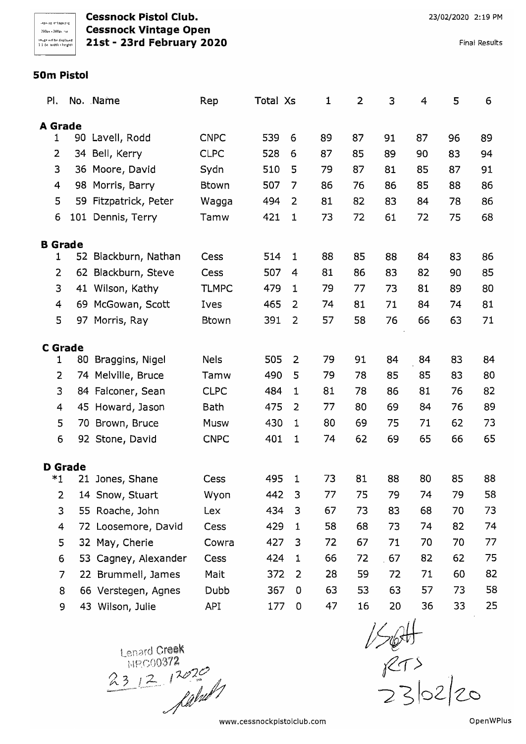# Cessnock Pistol Club.
## Cessnock Vintage Open
## 21st - 23rd February 2020

23/02/2020 2:19 PM

Final Results

### 50m Pistol

| Pl. | No. | Name | Rep | Total | Xs | 1 | 2 | 3 | 4 | 5 | 6 |
|---|---|---|---|---|---|---|---|---|---|---|---|
| **A Grade** | | | | | | | | | | | |
| 1 | 90 | Lavell, Rodd | CNPC | 539 | 6 | 89 | 87 | 91 | 87 | 96 | 89 |
| 2 | 34 | Bell, Kerry | CLPC | 528 | 6 | 87 | 85 | 89 | 90 | 83 | 94 |
| 3 | 36 | Moore, David | Sydn | 510 | 5 | 79 | 87 | 81 | 85 | 87 | 91 |
| 4 | 98 | Morris, Barry | Btown | 507 | 7 | 86 | 76 | 86 | 85 | 88 | 86 |
| 5 | 59 | Fitzpatrick, Peter | Wagga | 494 | 2 | 81 | 82 | 83 | 84 | 78 | 86 |
| 6 | 101 | Dennis, Terry | Tamw | 421 | 1 | 73 | 72 | 61 | 72 | 75 | 68 |
| **B Grade** | | | | | | | | | | | |
| 1 | 52 | Blackburn, Nathan | Cess | 514 | 1 | 88 | 85 | 88 | 84 | 83 | 86 |
| 2 | 62 | Blackburn, Steve | Cess | 507 | 4 | 81 | 86 | 83 | 82 | 90 | 85 |
| 3 | 41 | Wilson, Kathy | TLMPC | 479 | 1 | 79 | 77 | 73 | 81 | 89 | 80 |
| 4 | 69 | McGowan, Scott | Ives | 465 | 2 | 74 | 81 | 71 | 84 | 74 | 81 |
| 5 | 97 | Morris, Ray | Btown | 391 | 2 | 57 | 58 | 76 | 66 | 63 | 71 |
| **C Grade** | | | | | | | | | | | |
| 1 | 80 | Braggins, Nigel | Nels | 505 | 2 | 79 | 91 | 84 | 84 | 83 | 84 |
| 2 | 74 | Melville, Bruce | Tamw | 490 | 5 | 79 | 78 | 85 | 85 | 83 | 80 |
| 3 | 84 | Falconer, Sean | CLPC | 484 | 1 | 81 | 78 | 86 | 81 | 76 | 82 |
| 4 | 45 | Howard, Jason | Bath | 475 | 2 | 77 | 80 | 69 | 84 | 76 | 89 |
| 5 | 70 | Brown, Bruce | Musw | 430 | 1 | 80 | 69 | 75 | 71 | 62 | 73 |
| 6 | 92 | Stone, David | CNPC | 401 | 1 | 74 | 62 | 69 | 65 | 66 | 65 |
| **D Grade** | | | | | | | | | | | |
| *1 | 21 | Jones, Shane | Cess | 495 | 1 | 73 | 81 | 88 | 80 | 85 | 88 |
| 2 | 14 | Snow, Stuart | Wyon | 442 | 3 | 77 | 75 | 79 | 74 | 79 | 58 |
| 3 | 55 | Roache, John | Lex | 434 | 3 | 67 | 73 | 83 | 68 | 70 | 73 |
| 4 | 72 | Loosemore, David | Cess | 429 | 1 | 58 | 68 | 73 | 74 | 82 | 74 |
| 5 | 32 | May, Cherie | Cowra | 427 | 3 | 72 | 67 | 71 | 70 | 70 | 77 |
| 6 | 53 | Cagney, Alexander | Cess | 424 | 1 | 66 | 72 | 67 | 82 | 62 | 75 |
| 7 | 22 | Brummell, James | Mait | 372 | 2 | 28 | 59 | 72 | 71 | 60 | 82 |
| 8 | 66 | Verstegen, Agnes | Dubb | 367 | 0 | 63 | 53 | 63 | 57 | 73 | 58 |
| 9 | 43 | Wilson, Julie | API | 177 | 0 | 47 | 16 | 20 | 36 | 33 | 25 |

Lenard Creek
NRC00372
23/12/2020

ISSF
RTS
23/02/20

www.cessnockpistolclub.com

OpenWPlus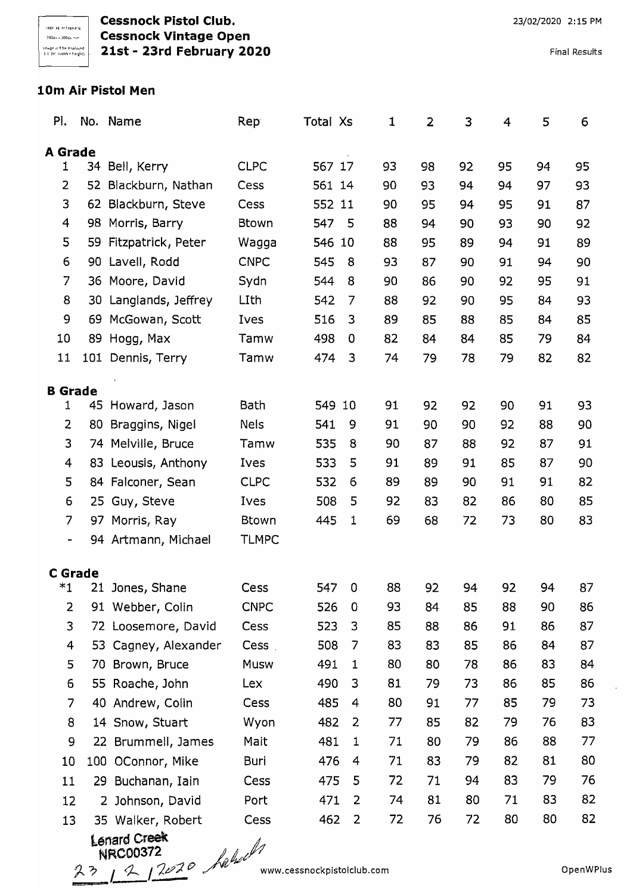**Cessnock Pistol Club.**
**Cessnock Vintage Open**
**21st - 23rd February 2020**

23/02/2020 2:15 PM

Final Results

## 10m Air Pistol Men

| Pl. | No. | Name | Rep | Total | Xs | 1 | 2 | 3 | 4 | 5 | 6 |
|---|---|---|---|---|---|---|---|---|---|---|---|
| **A Grade** | | | | | | | | | | | |
| 1 | 34 | Bell, Kerry | CLPC | 567 | 17 | 93 | 98 | 92 | 95 | 94 | 95 |
| 2 | 52 | Blackburn, Nathan | Cess | 561 | 14 | 90 | 93 | 94 | 94 | 97 | 93 |
| 3 | 62 | Blackburn, Steve | Cess | 552 | 11 | 90 | 95 | 94 | 95 | 91 | 87 |
| 4 | 98 | Morris, Barry | Btown | 547 | 5 | 88 | 94 | 90 | 93 | 90 | 92 |
| 5 | 59 | Fitzpatrick, Peter | Wagga | 546 | 10 | 88 | 95 | 89 | 94 | 91 | 89 |
| 6 | 90 | Lavell, Rodd | CNPC | 545 | 8 | 93 | 87 | 90 | 91 | 94 | 90 |
| 7 | 36 | Moore, David | Sydn | 544 | 8 | 90 | 86 | 90 | 92 | 95 | 91 |
| 8 | 30 | Langlands, Jeffrey | LIth | 542 | 7 | 88 | 92 | 90 | 95 | 84 | 93 |
| 9 | 69 | McGowan, Scott | Ives | 516 | 3 | 89 | 85 | 88 | 85 | 84 | 85 |
| 10 | 89 | Hogg, Max | Tamw | 498 | 0 | 82 | 84 | 84 | 85 | 79 | 84 |
| 11 | 101 | Dennis, Terry | Tamw | 474 | 3 | 74 | 79 | 78 | 79 | 82 | 82 |
| **B Grade** | | | | | | | | | | | |
| 1 | 45 | Howard, Jason | Bath | 549 | 10 | 91 | 92 | 92 | 90 | 91 | 93 |
| 2 | 80 | Braggins, Nigel | Nels | 541 | 9 | 91 | 90 | 90 | 92 | 88 | 90 |
| 3 | 74 | Melville, Bruce | Tamw | 535 | 8 | 90 | 87 | 88 | 92 | 87 | 91 |
| 4 | 83 | Leousis, Anthony | Ives | 533 | 5 | 91 | 89 | 91 | 85 | 87 | 90 |
| 5 | 84 | Falconer, Sean | CLPC | 532 | 6 | 89 | 89 | 90 | 91 | 91 | 82 |
| 6 | 25 | Guy, Steve | Ives | 508 | 5 | 92 | 83 | 82 | 86 | 80 | 85 |
| 7 | 97 | Morris, Ray | Btown | 445 | 1 | 69 | 68 | 72 | 73 | 80 | 83 |
| - | 94 | Artmann, Michael | TLMPC | | | | | | | | |
| **C Grade** | | | | | | | | | | | |
| *1 | 21 | Jones, Shane | Cess | 547 | 0 | 88 | 92 | 94 | 92 | 94 | 87 |
| 2 | 91 | Webber, Colin | CNPC | 526 | 0 | 93 | 84 | 85 | 88 | 90 | 86 |
| 3 | 72 | Loosemore, David | Cess | 523 | 3 | 85 | 88 | 86 | 91 | 86 | 87 |
| 4 | 53 | Cagney, Alexander | Cess | 508 | 7 | 83 | 83 | 85 | 86 | 84 | 87 |
| 5 | 70 | Brown, Bruce | Musw | 491 | 1 | 80 | 80 | 78 | 86 | 83 | 84 |
| 6 | 55 | Roache, John | Lex | 490 | 3 | 81 | 79 | 73 | 86 | 85 | 86 |
| 7 | 40 | Andrew, Colin | Cess | 485 | 4 | 80 | 91 | 77 | 85 | 79 | 73 |
| 8 | 14 | Snow, Stuart | Wyon | 482 | 2 | 77 | 85 | 82 | 79 | 76 | 83 |
| 9 | 22 | Brummell, James | Mait | 481 | 1 | 71 | 80 | 79 | 86 | 88 | 77 |
| 10 | 100 | OConnor, Mike | Buri | 476 | 4 | 71 | 83 | 79 | 82 | 81 | 80 |
| 11 | 29 | Buchanan, Iain | Cess | 475 | 5 | 72 | 71 | 94 | 83 | 79 | 76 |
| 12 | 2 | Johnson, David | Port | 471 | 2 | 74 | 81 | 80 | 71 | 83 | 82 |
| 13 | 35 | Walker, Robert | Cess | 462 | 2 | 72 | 76 | 72 | 80 | 80 | 82 |

Lenard Creek
NRC00372
23/2/2020

www.cessnockpistolclub.com

OpenWPlus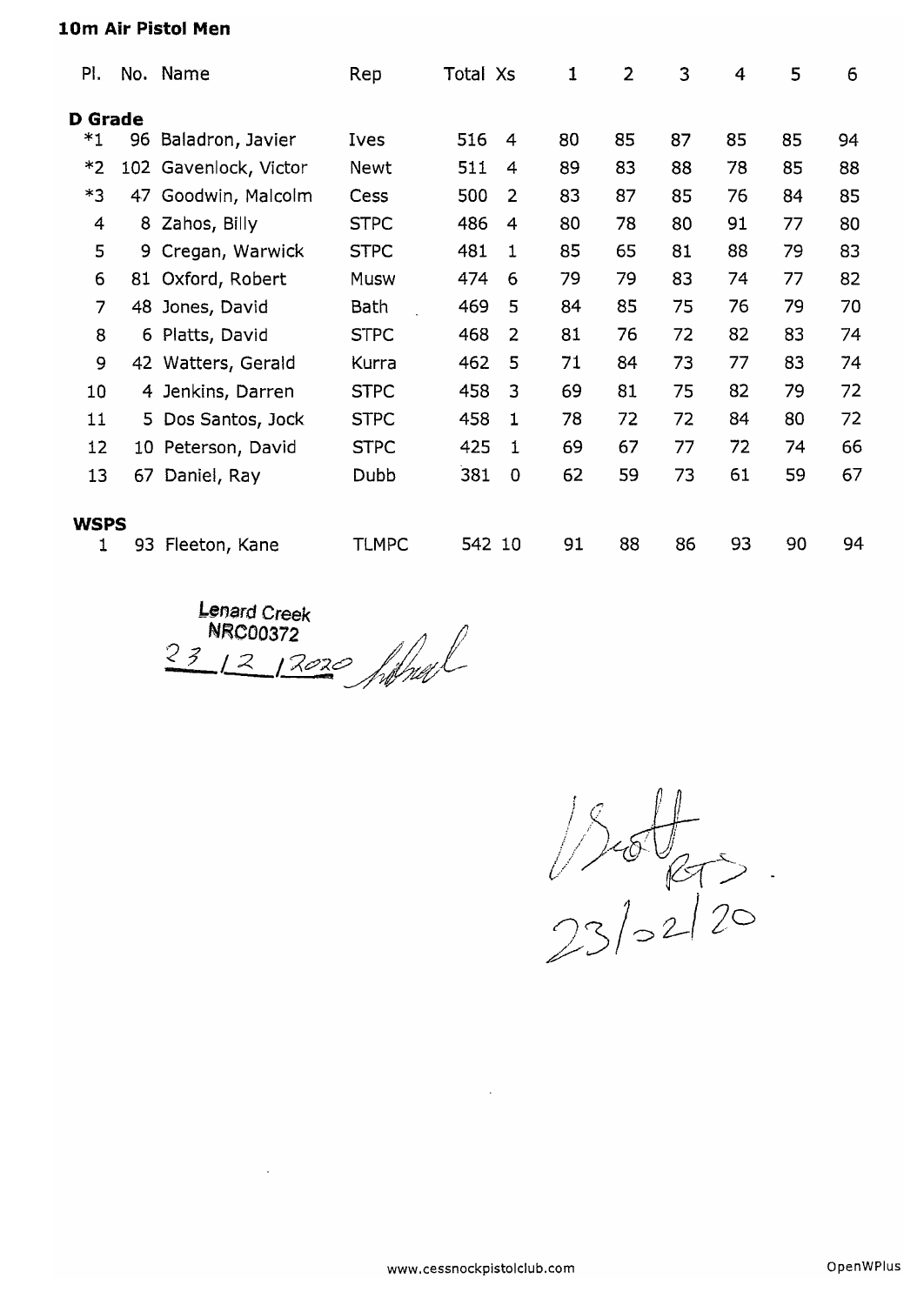## 10m Air Pistol Men

| Pl. | No. | Name | Rep | Total | Xs | 1 | 2 | 3 | 4 | 5 | 6 |
|---|---|---|---|---|---|---|---|---|---|---|---|
| **D Grade** | | | | | | | | | | | |
| *1 | 96 | Baladron, Javier | Ives | 516 | 4 | 80 | 85 | 87 | 85 | 85 | 94 |
| *2 | 102 | Gavenlock, Victor | Newt | 511 | 4 | 89 | 83 | 88 | 78 | 85 | 88 |
| *3 | 47 | Goodwin, Malcolm | Cess | 500 | 2 | 83 | 87 | 85 | 76 | 84 | 85 |
| 4 | 8 | Zahos, Billy | STPC | 486 | 4 | 80 | 78 | 80 | 91 | 77 | 80 |
| 5 | 9 | Cregan, Warwick | STPC | 481 | 1 | 85 | 65 | 81 | 88 | 79 | 83 |
| 6 | 81 | Oxford, Robert | Musw | 474 | 6 | 79 | 79 | 83 | 74 | 77 | 82 |
| 7 | 48 | Jones, David | Bath | 469 | 5 | 84 | 85 | 75 | 76 | 79 | 70 |
| 8 | 6 | Platts, David | STPC | 468 | 2 | 81 | 76 | 72 | 82 | 83 | 74 |
| 9 | 42 | Watters, Gerald | Kurra | 462 | 5 | 71 | 84 | 73 | 77 | 83 | 74 |
| 10 | 4 | Jenkins, Darren | STPC | 458 | 3 | 69 | 81 | 75 | 82 | 79 | 72 |
| 11 | 5 | Dos Santos, Jock | STPC | 458 | 1 | 78 | 72 | 72 | 84 | 80 | 72 |
| 12 | 10 | Peterson, David | STPC | 425 | 1 | 69 | 67 | 77 | 72 | 74 | 66 |
| 13 | 67 | Daniel, Ray | Dubb | 381 | 0 | 62 | 59 | 73 | 61 | 59 | 67 |
| **WSPS** | | | | | | | | | | | |
| 1 | 93 | Fleeton, Kane | TLMPC | 542 | 10 | 91 | 88 | 86 | 93 | 90 | 94 |

Lenard Creek
NRC00372
23 / 12 / 2020

Scott
RTS
23/02/20

www.cessnockpistolclub.com

OpenWPlus